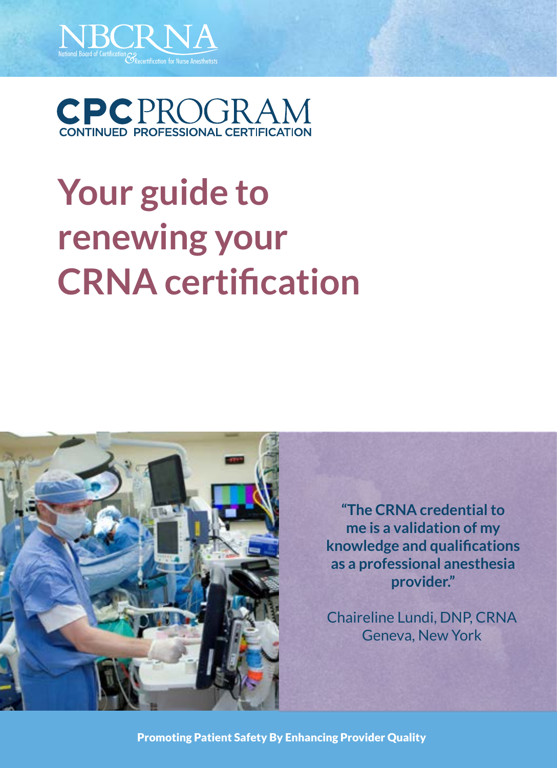NBCRNA

National Board of Certification & Recertification for Nurse Anesthetists

# CPC PROGRAM

CONTINUED PROFESSIONAL CERTIFICATION

# Your guide to renewing your CRNA certification

**"The CRNA credential to me is a validation of my knowledge and qualifications as a professional anesthesia provider."**

Chaireline Lundi, DNP, CRNA
Geneva, New York

**Promoting Patient Safety By Enhancing Provider Quality**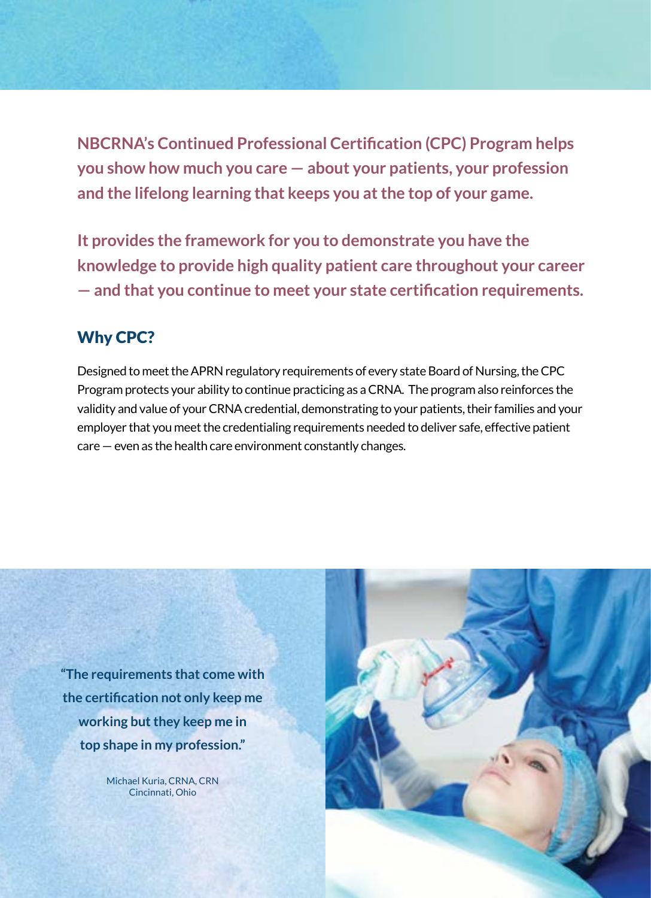**NBCRNA's Continued Professional Certification (CPC) Program helps you show how much you care — about your patients, your profession and the lifelong learning that keeps you at the top of your game.**

**It provides the framework for you to demonstrate you have the knowledge to provide high quality patient care throughout your career — and that you continue to meet your state certification requirements.**

## Why CPC?

Designed to meet the APRN regulatory requirements of every state Board of Nursing, the CPC Program protects your ability to continue practicing as a CRNA. The program also reinforces the validity and value of your CRNA credential, demonstrating to your patients, their families and your employer that you meet the credentialing requirements needed to deliver safe, effective patient care — even as the health care environment constantly changes.

**"The requirements that come with the certification not only keep me working but they keep me in top shape in my profession."**

Michael Kuria, CRNA, CRN
Cincinnati, Ohio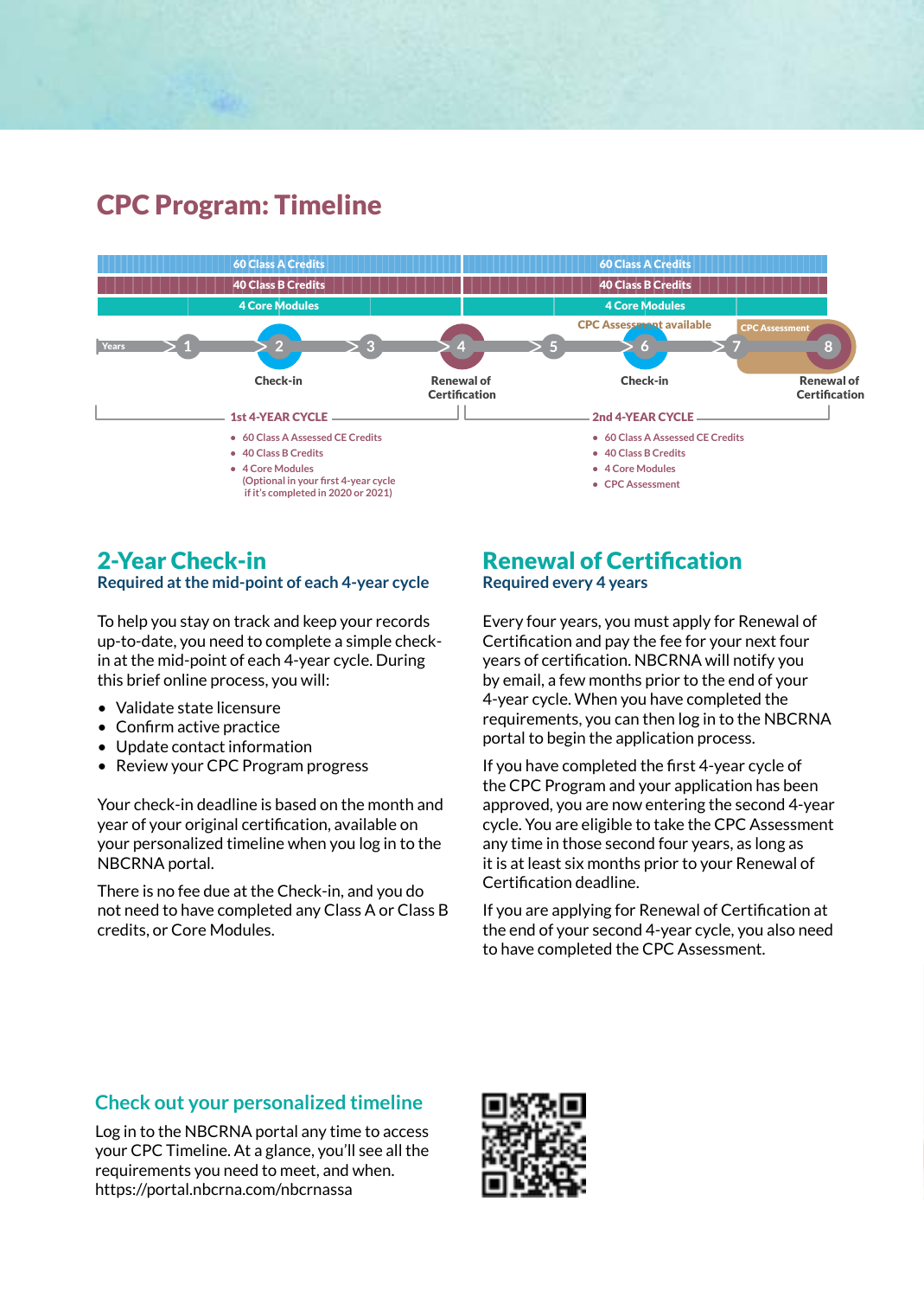# CPC Program: Timeline

| | 1st 4-YEAR CYCLE | 2nd 4-YEAR CYCLE |
|---|---|---|
| Class A | 60 Class A Credits | 60 Class A Credits |
| Class B | 40 Class B Credits | 40 Class B Credits |
| Core Modules | 4 Core Modules | 4 Core Modules |

Years: 1, 2 (Check-in), 3, 4 (Renewal of Certification), 5, 6 (Check-in), 7, 8 (Renewal of Certification)

CPC Assessment available (years 5–7); CPC Assessment (years 7–8)

**1st 4-YEAR CYCLE**

- 60 Class A Assessed CE Credits
- 40 Class B Credits
- 4 Core Modules (Optional in your first 4-year cycle if it's completed in 2020 or 2021)

**2nd 4-YEAR CYCLE**

- 60 Class A Assessed CE Credits
- 40 Class B Credits
- 4 Core Modules
- CPC Assessment

## 2-Year Check-in

### Required at the mid-point of each 4-year cycle

To help you stay on track and keep your records up-to-date, you need to complete a simple check-in at the mid-point of each 4-year cycle. During this brief online process, you will:

- Validate state licensure
- Confirm active practice
- Update contact information
- Review your CPC Program progress

Your check-in deadline is based on the month and year of your original certification, available on your personalized timeline when you log in to the NBCRNA portal.

There is no fee due at the Check-in, and you do not need to have completed any Class A or Class B credits, or Core Modules.

## Renewal of Certification

### Required every 4 years

Every four years, you must apply for Renewal of Certification and pay the fee for your next four years of certification. NBCRNA will notify you by email, a few months prior to the end of your 4-year cycle. When you have completed the requirements, you can then log in to the NBCRNA portal to begin the application process.

If you have completed the first 4-year cycle of the CPC Program and your application has been approved, you are now entering the second 4-year cycle. You are eligible to take the CPC Assessment any time in those second four years, as long as it is at least six months prior to your Renewal of Certification deadline.

If you are applying for Renewal of Certification at the end of your second 4-year cycle, you also need to have completed the CPC Assessment.

## Check out your personalized timeline

Log in to the NBCRNA portal any time to access your CPC Timeline. At a glance, you'll see all the requirements you need to meet, and when.
https://portal.nbcrna.com/nbcrnassa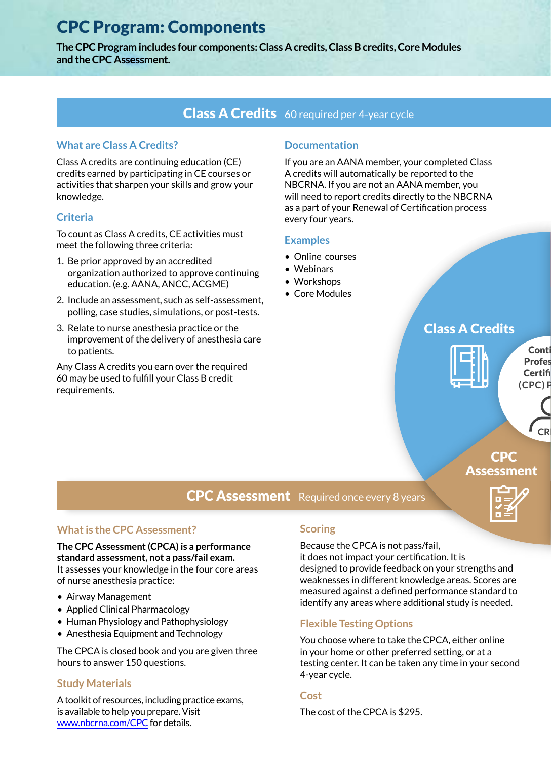# CPC Program: Components

**The CPC Program includes four components: Class A credits, Class B credits, Core Modules and the CPC Assessment.**

## Class A Credits 60 required per 4-year cycle

### What are Class A Credits?

Class A credits are continuing education (CE) credits earned by participating in CE courses or activities that sharpen your skills and grow your knowledge.

### Criteria

To count as Class A credits, CE activities must meet the following three criteria:

1. Be prior approved by an accredited organization authorized to approve continuing education. (e.g. AANA, ANCC, ACGME)
2. Include an assessment, such as self-assessment, polling, case studies, simulations, or post-tests.
3. Relate to nurse anesthesia practice or the improvement of the delivery of anesthesia care to patients.

Any Class A credits you earn over the required 60 may be used to fulfill your Class B credit requirements.

### Documentation

If you are an AANA member, your completed Class A credits will automatically be reported to the NBCRNA. If you are not an AANA member, you will need to report credits directly to the NBCRNA as a part of your Renewal of Certification process every four years.

### Examples

- Online courses
- Webinars
- Workshops
- Core Modules

## CPC Assessment Required once every 8 years

### What is the CPC Assessment?

**The CPC Assessment (CPCA) is a performance standard assessment, not a pass/fail exam.** It assesses your knowledge in the four core areas of nurse anesthesia practice:

- Airway Management
- Applied Clinical Pharmacology
- Human Physiology and Pathophysiology
- Anesthesia Equipment and Technology

The CPCA is closed book and you are given three hours to answer 150 questions.

### Study Materials

A toolkit of resources, including practice exams, is available to help you prepare. Visit www.nbcrna.com/CPC for details.

### Scoring

Because the CPCA is not pass/fail, it does not impact your certification. It is designed to provide feedback on your strengths and weaknesses in different knowledge areas. Scores are measured against a defined performance standard to identify any areas where additional study is needed.

### Flexible Testing Options

You choose where to take the CPCA, either online in your home or other preferred setting, or at a testing center. It can be taken any time in your second 4-year cycle.

### Cost

The cost of the CPCA is $295.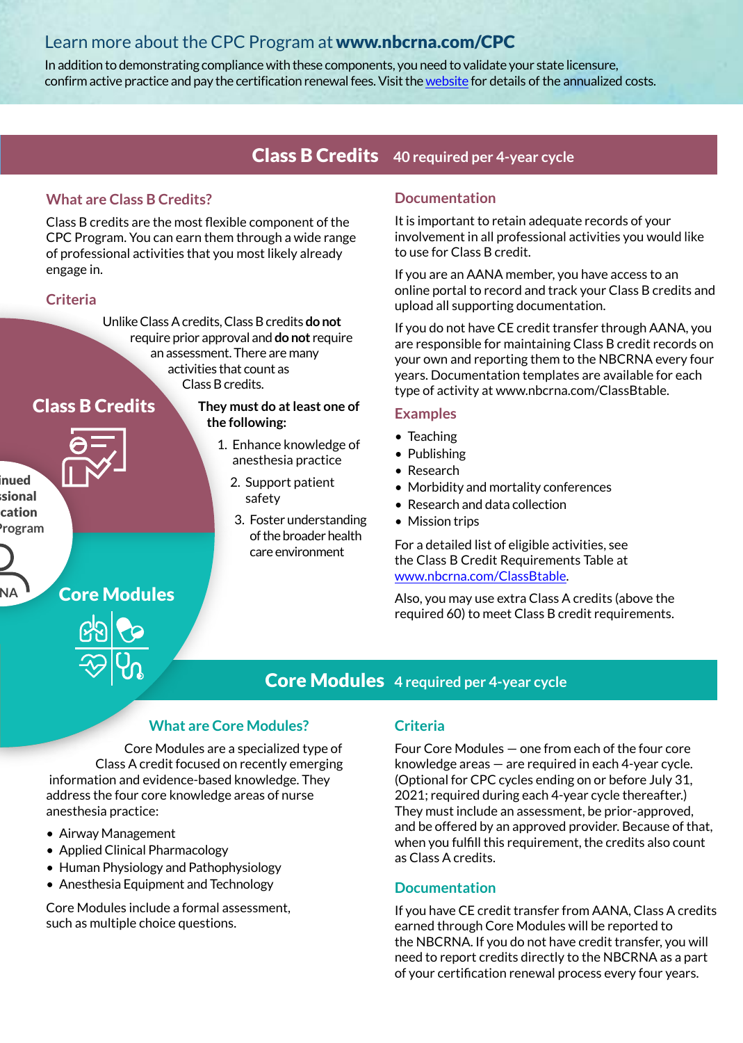## Learn more about the CPC Program at **www.nbcrna.com/CPC**

In addition to demonstrating compliance with these components, you need to validate your state licensure, confirm active practice and pay the certification renewal fees. Visit the website for details of the annualized costs.

## Class B Credits — 40 required per 4-year cycle

### What are Class B Credits?

Class B credits are the most flexible component of the CPC Program. You can earn them through a wide range of professional activities that you most likely already engage in.

### Criteria

Unlike Class A credits, Class B credits **do not** require prior approval and **do not** require an assessment. There are many activities that count as Class B credits.

**They must do at least one of the following:**

1. Enhance knowledge of anesthesia practice
2. Support patient safety
3. Foster understanding of the broader health care environment

### Documentation

It is important to retain adequate records of your involvement in all professional activities you would like to use for Class B credit.

If you are an AANA member, you have access to an online portal to record and track your Class B credits and upload all supporting documentation.

If you do not have CE credit transfer through AANA, you are responsible for maintaining Class B credit records on your own and reporting them to the NBCRNA every four years. Documentation templates are available for each type of activity at www.nbcrna.com/ClassBtable.

### Examples

- Teaching
- Publishing
- Research
- Morbidity and mortality conferences
- Research and data collection
- Mission trips

For a detailed list of eligible activities, see the Class B Credit Requirements Table at www.nbcrna.com/ClassBtable.

Also, you may use extra Class A credits (above the required 60) to meet Class B credit requirements.

## Core Modules — 4 required per 4-year cycle

### What are Core Modules?

Core Modules are a specialized type of Class A credit focused on recently emerging information and evidence-based knowledge. They address the four core knowledge areas of nurse anesthesia practice:

- Airway Management
- Applied Clinical Pharmacology
- Human Physiology and Pathophysiology
- Anesthesia Equipment and Technology

Core Modules include a formal assessment, such as multiple choice questions.

### Criteria

Four Core Modules — one from each of the four core knowledge areas — are required in each 4-year cycle. (Optional for CPC cycles ending on or before July 31, 2021; required during each 4-year cycle thereafter.) They must include an assessment, be prior-approved, and be offered by an approved provider. Because of that, when you fulfill this requirement, the credits also count as Class A credits.

### Documentation

If you have CE credit transfer from AANA, Class A credits earned through Core Modules will be reported to the NBCRNA. If you do not have credit transfer, you will need to report credits directly to the NBCRNA as a part of your certification renewal process every four years.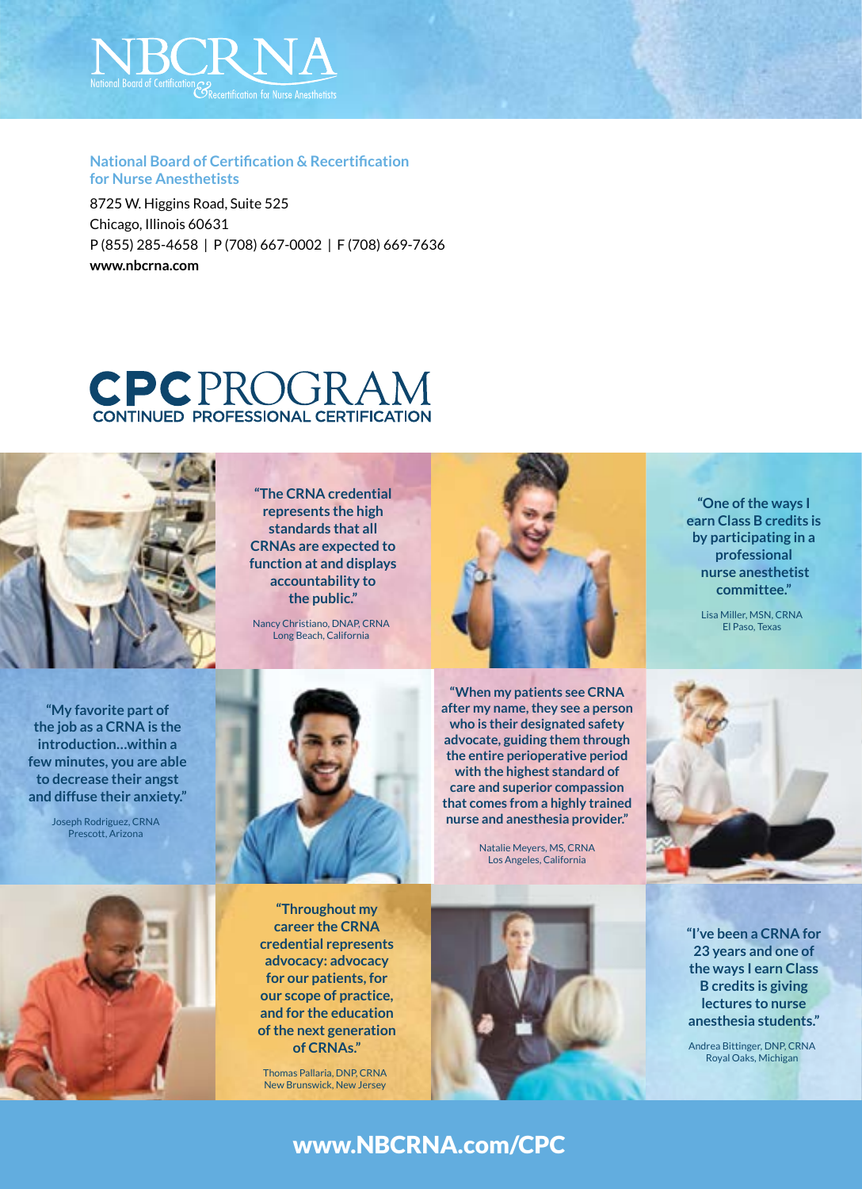# NBCRNA

National Board of Certification & Recertification for Nurse Anesthetists

**National Board of Certification & Recertification for Nurse Anesthetists**

8725 W. Higgins Road, Suite 525
Chicago, Illinois 60631
P (855) 285-4658 | P (708) 667-0002 | F (708) 669-7636
**www.nbcrna.com**

# CPC PROGRAM

## CONTINUED PROFESSIONAL CERTIFICATION

**"The CRNA credential represents the high standards that all CRNAs are expected to function at and displays accountability to the public."**

Nancy Christiano, DNAP, CRNA
Long Beach, California

**"One of the ways I earn Class B credits is by participating in a professional nurse anesthetist committee."**

Lisa Miller, MSN, CRNA
El Paso, Texas

**"My favorite part of the job as a CRNA is the introduction…within a few minutes, you are able to decrease their angst and diffuse their anxiety."**

Joseph Rodriguez, CRNA
Prescott, Arizona

**"When my patients see CRNA after my name, they see a person who is their designated safety advocate, guiding them through the entire perioperative period with the highest standard of care and superior compassion that comes from a highly trained nurse and anesthesia provider."**

Natalie Meyers, MS, CRNA
Los Angeles, California

**"Throughout my career the CRNA credential represents advocacy: advocacy for our patients, for our scope of practice, and for the education of the next generation of CRNAs."**

Thomas Pallaria, DNP, CRNA
New Brunswick, New Jersey

**"I've been a CRNA for 23 years and one of the ways I earn Class B credits is giving lectures to nurse anesthesia students."**

Andrea Bittinger, DNP, CRNA
Royal Oaks, Michigan

**www.NBCRNA.com/CPC**